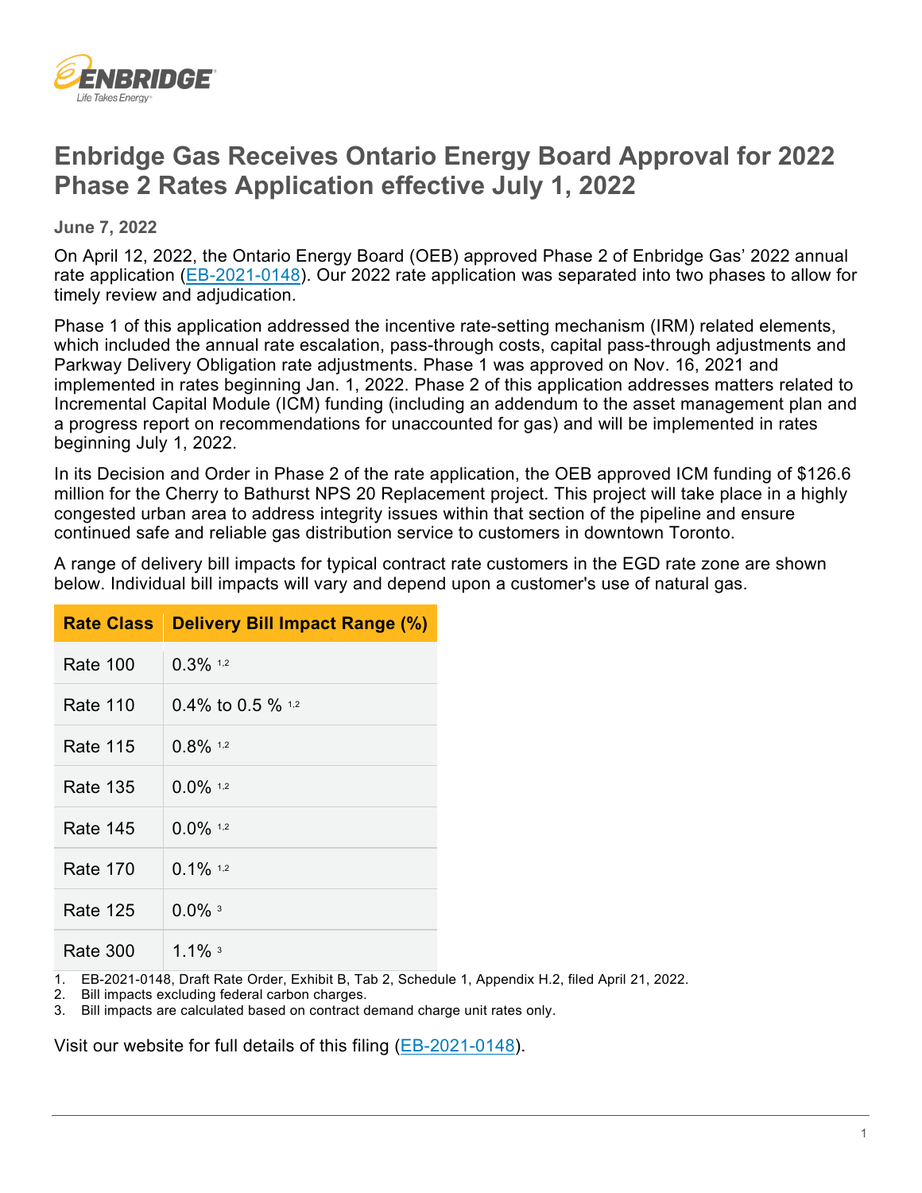# Enbridge Gas Receives Ontario Energy Board Approval for 2022 Phase 2 Rates Application effective July 1, 2022

**June 7, 2022**

On April 12, 2022, the Ontario Energy Board (OEB) approved Phase 2 of Enbridge Gas' 2022 annual rate application (EB-2021-0148). Our 2022 rate application was separated into two phases to allow for timely review and adjudication.

Phase 1 of this application addressed the incentive rate-setting mechanism (IRM) related elements, which included the annual rate escalation, pass-through costs, capital pass-through adjustments and Parkway Delivery Obligation rate adjustments. Phase 1 was approved on Nov. 16, 2021 and implemented in rates beginning Jan. 1, 2022. Phase 2 of this application addresses matters related to Incremental Capital Module (ICM) funding (including an addendum to the asset management plan and a progress report on recommendations for unaccounted for gas) and will be implemented in rates beginning July 1, 2022.

In its Decision and Order in Phase 2 of the rate application, the OEB approved ICM funding of $126.6 million for the Cherry to Bathurst NPS 20 Replacement project. This project will take place in a highly congested urban area to address integrity issues within that section of the pipeline and ensure continued safe and reliable gas distribution service to customers in downtown Toronto.

A range of delivery bill impacts for typical contract rate customers in the EGD rate zone are shown below. Individual bill impacts will vary and depend upon a customer's use of natural gas.

| Rate Class | Delivery Bill Impact Range (%) |
|---|---|
| Rate 100 | 0.3% [1,2] |
| Rate 110 | 0.4% to 0.5 % [1,2] |
| Rate 115 | 0.8% [1,2] |
| Rate 135 | 0.0% [1,2] |
| Rate 145 | 0.0% [1,2] |
| Rate 170 | 0.1% [1,2] |
| Rate 125 | 0.0% [3] |
| Rate 300 | 1.1% [3] |

1. EB-2021-0148, Draft Rate Order, Exhibit B, Tab 2, Schedule 1, Appendix H.2, filed April 21, 2022.
2. Bill impacts excluding federal carbon charges.
3. Bill impacts are calculated based on contract demand charge unit rates only.

Visit our website for full details of this filing (EB-2021-0148).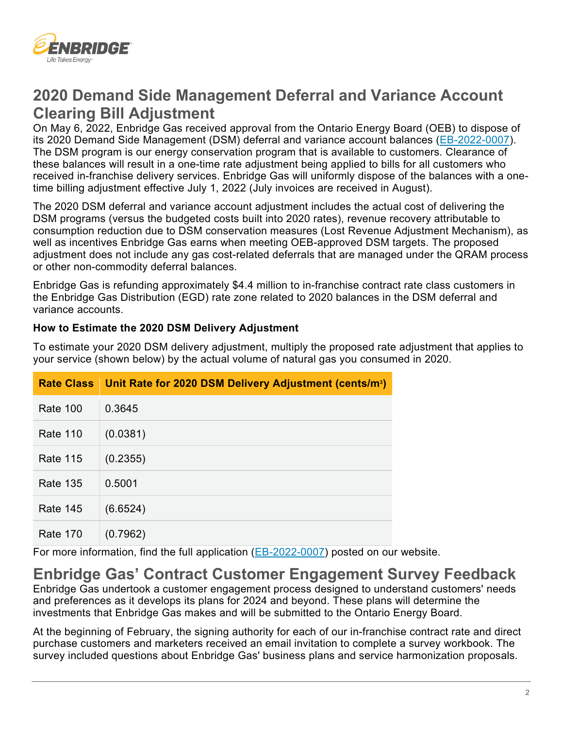## 2020 Demand Side Management Deferral and Variance Account Clearing Bill Adjustment

On May 6, 2022, Enbridge Gas received approval from the Ontario Energy Board (OEB) to dispose of its 2020 Demand Side Management (DSM) deferral and variance account balances (EB-2022-0007). The DSM program is our energy conservation program that is available to customers. Clearance of these balances will result in a one-time rate adjustment being applied to bills for all customers who received in-franchise delivery services. Enbridge Gas will uniformly dispose of the balances with a one-time billing adjustment effective July 1, 2022 (July invoices are received in August).

The 2020 DSM deferral and variance account adjustment includes the actual cost of delivering the DSM programs (versus the budgeted costs built into 2020 rates), revenue recovery attributable to consumption reduction due to DSM conservation measures (Lost Revenue Adjustment Mechanism), as well as incentives Enbridge Gas earns when meeting OEB-approved DSM targets. The proposed adjustment does not include any gas cost-related deferrals that are managed under the QRAM process or other non-commodity deferral balances.

Enbridge Gas is refunding approximately $4.4 million to in-franchise contract rate class customers in the Enbridge Gas Distribution (EGD) rate zone related to 2020 balances in the DSM deferral and variance accounts.

**How to Estimate the 2020 DSM Delivery Adjustment**

To estimate your 2020 DSM delivery adjustment, multiply the proposed rate adjustment that applies to your service (shown below) by the actual volume of natural gas you consumed in 2020.

| Rate Class | Unit Rate for 2020 DSM Delivery Adjustment (cents/$m^3$) |
|---|---|
| Rate 100 | 0.3645 |
| Rate 110 | (0.0381) |
| Rate 115 | (0.2355) |
| Rate 135 | 0.5001 |
| Rate 145 | (6.6524) |
| Rate 170 | (0.7962) |

For more information, find the full application (EB-2022-0007) posted on our website.

## Enbridge Gas' Contract Customer Engagement Survey Feedback

Enbridge Gas undertook a customer engagement process designed to understand customers' needs and preferences as it develops its plans for 2024 and beyond. These plans will determine the investments that Enbridge Gas makes and will be submitted to the Ontario Energy Board.

At the beginning of February, the signing authority for each of our in-franchise contract rate and direct purchase customers and marketers received an email invitation to complete a survey workbook. The survey included questions about Enbridge Gas' business plans and service harmonization proposals.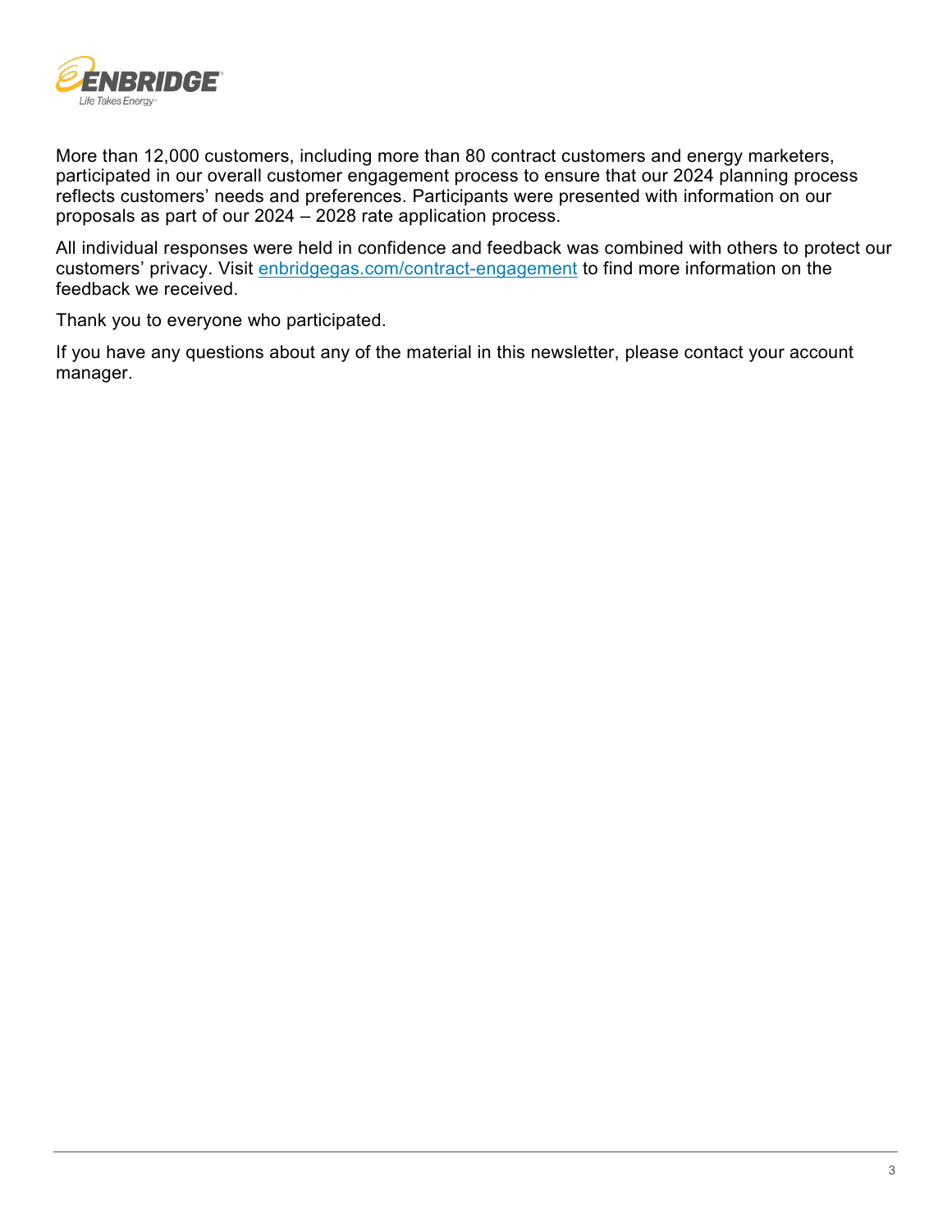More than 12,000 customers, including more than 80 contract customers and energy marketers, participated in our overall customer engagement process to ensure that our 2024 planning process reflects customers' needs and preferences. Participants were presented with information on our proposals as part of our 2024 – 2028 rate application process.

All individual responses were held in confidence and feedback was combined with others to protect our customers' privacy. Visit [enbridgegas.com/contract-engagement](enbridgegas.com/contract-engagement) to find more information on the feedback we received.

Thank you to everyone who participated.

If you have any questions about any of the material in this newsletter, please contact your account manager.